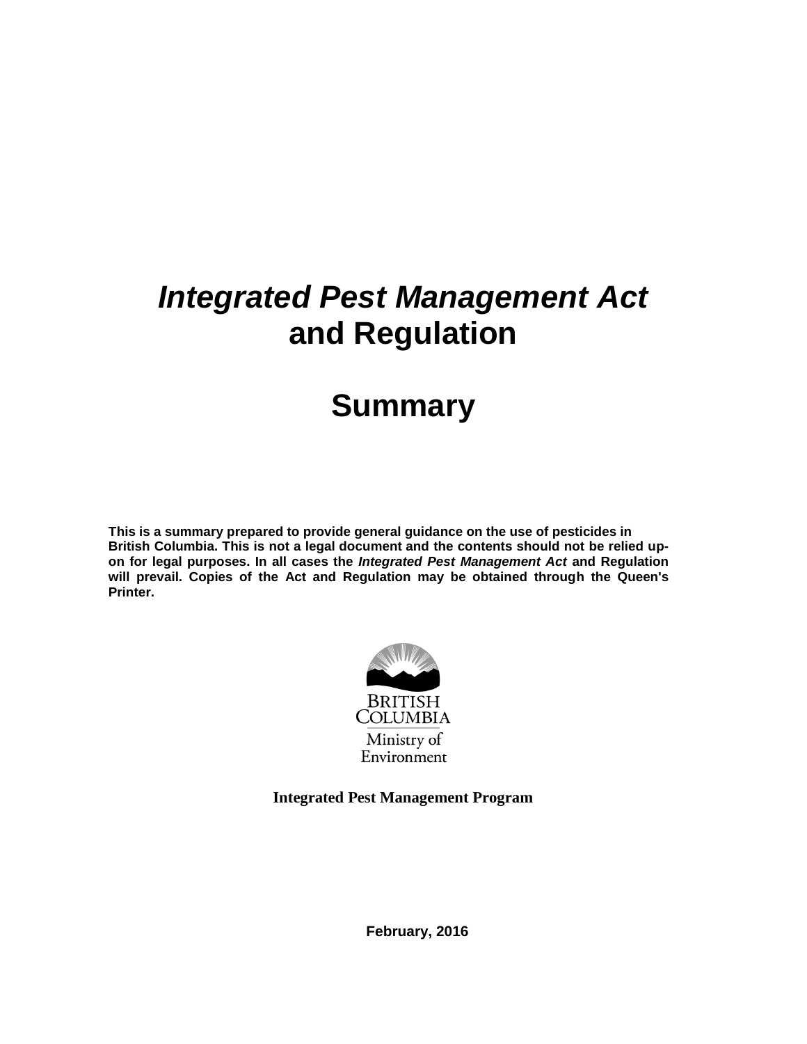# *Integrated Pest Management Act* and Regulation

# Summary

**This is a summary prepared to provide general guidance on the use of pesticides in British Columbia. This is not a legal document and the contents should not be relied upon for legal purposes. In all cases the *Integrated Pest Management Act* and Regulation will prevail. Copies of the Act and Regulation may be obtained through the Queen's Printer.**

BRITISH COLUMBIA

Ministry of Environment

**Integrated Pest Management Program**

**February, 2016**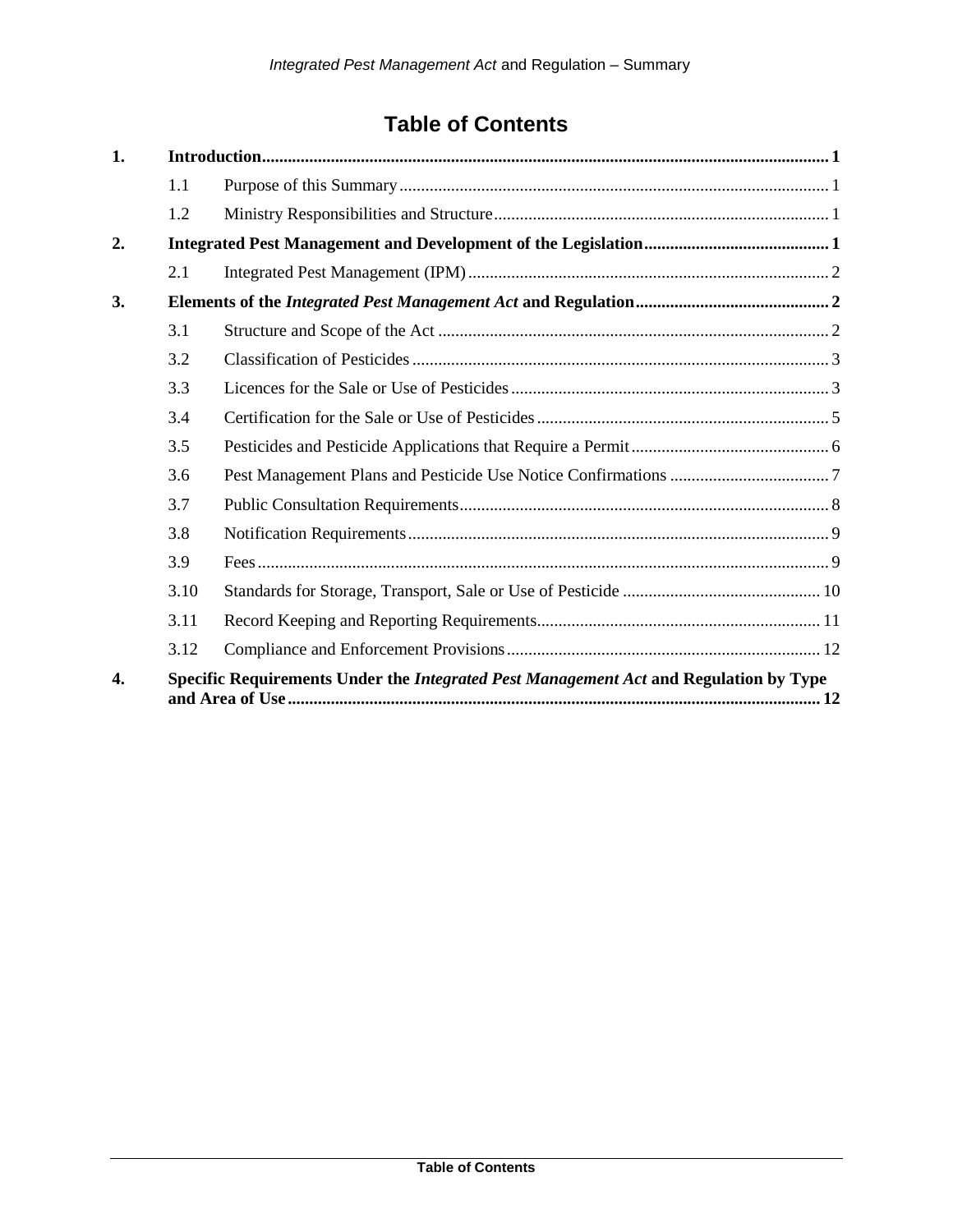# Table of Contents

**1. Introduction** ... 1

- 1.1 Purpose of this Summary ... 1
- 1.2 Ministry Responsibilities and Structure ... 1

**2. Integrated Pest Management and Development of the Legislation** ... 1

- 2.1 Integrated Pest Management (IPM) ... 2

**3. Elements of the *Integrated Pest Management Act* and Regulation** ... 2

- 3.1 Structure and Scope of the Act ... 2
- 3.2 Classification of Pesticides ... 3
- 3.3 Licences for the Sale or Use of Pesticides ... 3
- 3.4 Certification for the Sale or Use of Pesticides ... 5
- 3.5 Pesticides and Pesticide Applications that Require a Permit ... 6
- 3.6 Pest Management Plans and Pesticide Use Notice Confirmations ... 7
- 3.7 Public Consultation Requirements ... 8
- 3.8 Notification Requirements ... 9
- 3.9 Fees ... 9
- 3.10 Standards for Storage, Transport, Sale or Use of Pesticide ... 10
- 3.11 Record Keeping and Reporting Requirements ... 11
- 3.12 Compliance and Enforcement Provisions ... 12

**4. Specific Requirements Under the *Integrated Pest Management Act* and Regulation by Type and Area of Use** ... 12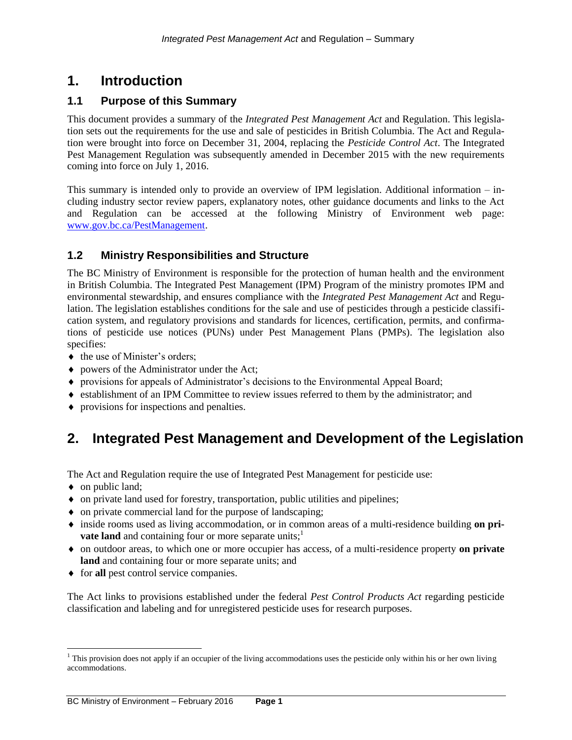# 1. Introduction

## 1.1 Purpose of this Summary

This document provides a summary of the *Integrated Pest Management Act* and Regulation. This legislation sets out the requirements for the use and sale of pesticides in British Columbia. The Act and Regulation were brought into force on December 31, 2004, replacing the *Pesticide Control Act*. The Integrated Pest Management Regulation was subsequently amended in December 2015 with the new requirements coming into force on July 1, 2016.

This summary is intended only to provide an overview of IPM legislation. Additional information – including industry sector review papers, explanatory notes, other guidance documents and links to the Act and Regulation can be accessed at the following Ministry of Environment web page: [www.gov.bc.ca/PestManagement](http://www.gov.bc.ca/PestManagement).

## 1.2 Ministry Responsibilities and Structure

The BC Ministry of Environment is responsible for the protection of human health and the environment in British Columbia. The Integrated Pest Management (IPM) Program of the ministry promotes IPM and environmental stewardship, and ensures compliance with the *Integrated Pest Management Act* and Regulation. The legislation establishes conditions for the sale and use of pesticides through a pesticide classification system, and regulatory provisions and standards for licences, certification, permits, and confirmations of pesticide use notices (PUNs) under Pest Management Plans (PMPs). The legislation also specifies:

- the use of Minister's orders;
- powers of the Administrator under the Act;
- provisions for appeals of Administrator's decisions to the Environmental Appeal Board;
- establishment of an IPM Committee to review issues referred to them by the administrator; and
- provisions for inspections and penalties.

# 2. Integrated Pest Management and Development of the Legislation

The Act and Regulation require the use of Integrated Pest Management for pesticide use:

- on public land;
- on private land used for forestry, transportation, public utilities and pipelines;
- on private commercial land for the purpose of landscaping;
- inside rooms used as living accommodation, or in common areas of a multi-residence building **on private land** and containing four or more separate units;[1]
- on outdoor areas, to which one or more occupier has access, of a multi-residence property **on private land** and containing four or more separate units; and
- for **all** pest control service companies.

The Act links to provisions established under the federal *Pest Control Products Act* regarding pesticide classification and labeling and for unregistered pesticide uses for research purposes.

[1] This provision does not apply if an occupier of the living accommodations uses the pesticide only within his or her own living accommodations.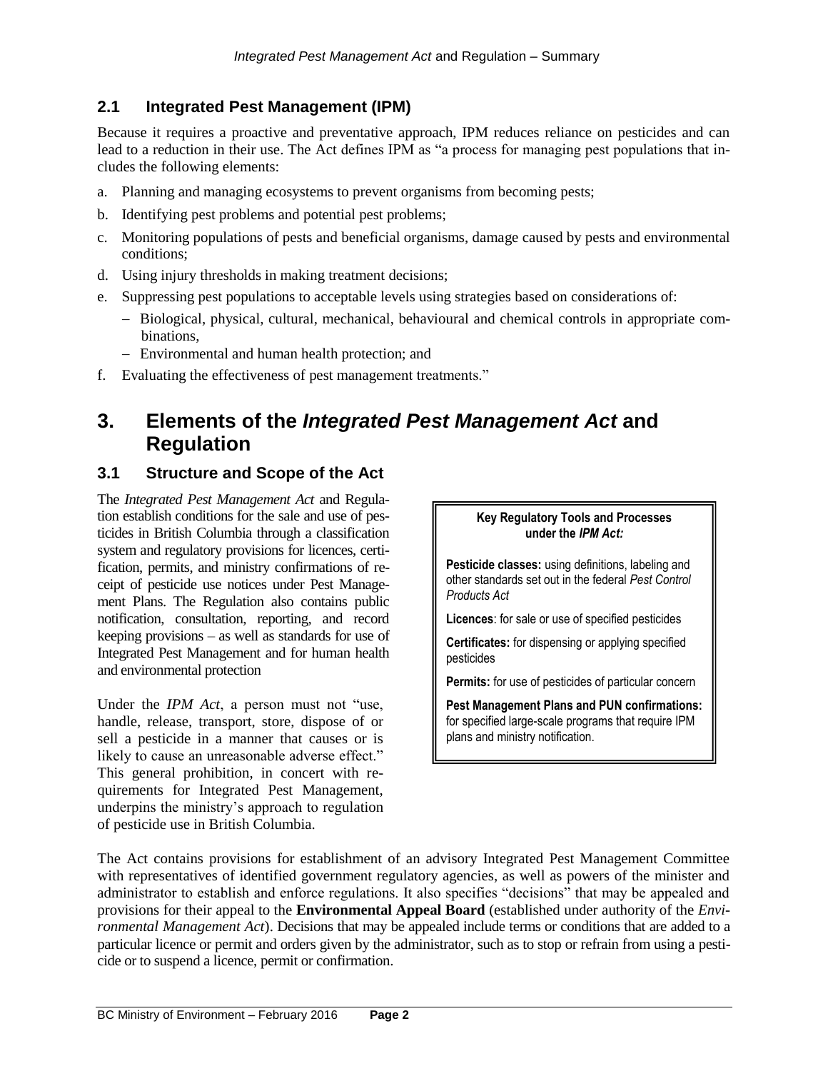## 2.1 Integrated Pest Management (IPM)

Because it requires a proactive and preventative approach, IPM reduces reliance on pesticides and can lead to a reduction in their use. The Act defines IPM as "a process for managing pest populations that includes the following elements:

a. Planning and managing ecosystems to prevent organisms from becoming pests;
b. Identifying pest problems and potential pest problems;
c. Monitoring populations of pests and beneficial organisms, damage caused by pests and environmental conditions;
d. Using injury thresholds in making treatment decisions;
e. Suppressing pest populations to acceptable levels using strategies based on considerations of:
   - Biological, physical, cultural, mechanical, behavioural and chemical controls in appropriate combinations,
   - Environmental and human health protection; and
f. Evaluating the effectiveness of pest management treatments."

# 3. Elements of the *Integrated Pest Management Act* and Regulation

## 3.1 Structure and Scope of the Act

The *Integrated Pest Management Act* and Regulation establish conditions for the sale and use of pesticides in British Columbia through a classification system and regulatory provisions for licences, certification, permits, and ministry confirmations of receipt of pesticide use notices under Pest Management Plans. The Regulation also contains public notification, consultation, reporting, and record keeping provisions – as well as standards for use of Integrated Pest Management and for human health and environmental protection

Under the *IPM Act*, a person must not "use, handle, release, transport, store, dispose of or sell a pesticide in a manner that causes or is likely to cause an unreasonable adverse effect." This general prohibition, in concert with requirements for Integrated Pest Management, underpins the ministry's approach to regulation of pesticide use in British Columbia.

**Key Regulatory Tools and Processes under the *IPM Act:***

**Pesticide classes:** using definitions, labeling and other standards set out in the federal *Pest Control Products Act*

**Licences**: for sale or use of specified pesticides

**Certificates:** for dispensing or applying specified pesticides

**Permits:** for use of pesticides of particular concern

**Pest Management Plans and PUN confirmations:** for specified large-scale programs that require IPM plans and ministry notification.

The Act contains provisions for establishment of an advisory Integrated Pest Management Committee with representatives of identified government regulatory agencies, as well as powers of the minister and administrator to establish and enforce regulations. It also specifies "decisions" that may be appealed and provisions for their appeal to the **Environmental Appeal Board** (established under authority of the *Environmental Management Act*). Decisions that may be appealed include terms or conditions that are added to a particular licence or permit and orders given by the administrator, such as to stop or refrain from using a pesticide or to suspend a licence, permit or confirmation.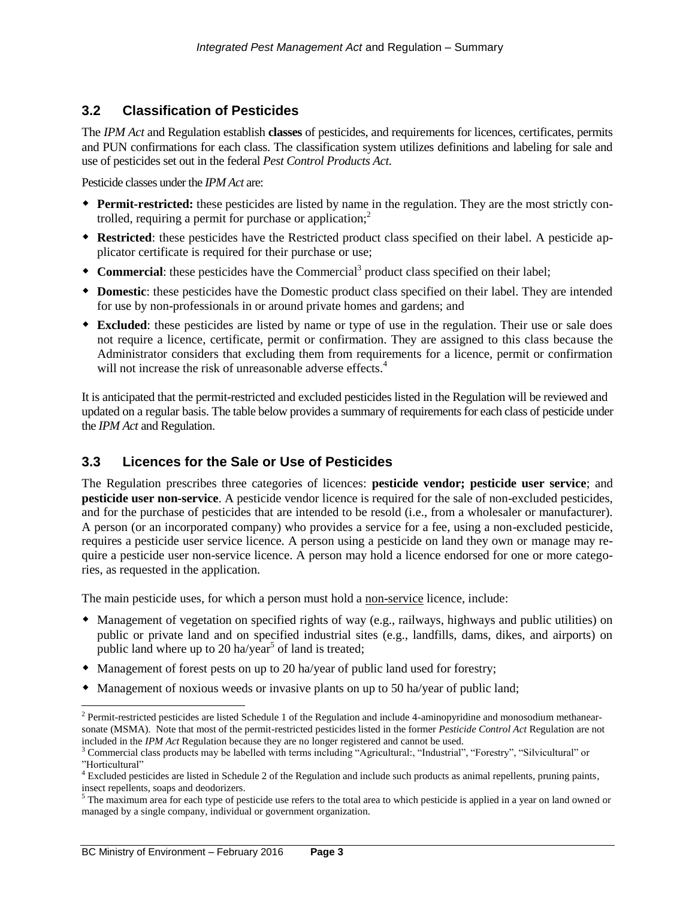## 3.2 Classification of Pesticides

The *IPM Act* and Regulation establish **classes** of pesticides, and requirements for licences, certificates, permits and PUN confirmations for each class. The classification system utilizes definitions and labeling for sale and use of pesticides set out in the federal *Pest Control Products Act*.

Pesticide classes under the *IPM Act* are:

- **Permit-restricted:** these pesticides are listed by name in the regulation. They are the most strictly controlled, requiring a permit for purchase or application;[2]
- **Restricted**: these pesticides have the Restricted product class specified on their label. A pesticide applicator certificate is required for their purchase or use;
- **Commercial**: these pesticides have the Commercial[3] product class specified on their label;
- **Domestic**: these pesticides have the Domestic product class specified on their label. They are intended for use by non-professionals in or around private homes and gardens; and
- **Excluded**: these pesticides are listed by name or type of use in the regulation. Their use or sale does not require a licence, certificate, permit or confirmation. They are assigned to this class because the Administrator considers that excluding them from requirements for a licence, permit or confirmation will not increase the risk of unreasonable adverse effects.[4]

It is anticipated that the permit-restricted and excluded pesticides listed in the Regulation will be reviewed and updated on a regular basis. The table below provides a summary of requirements for each class of pesticide under the *IPM Act* and Regulation.

## 3.3 Licences for the Sale or Use of Pesticides

The Regulation prescribes three categories of licences: **pesticide vendor; pesticide user service**; and **pesticide user non-service**. A pesticide vendor licence is required for the sale of non-excluded pesticides, and for the purchase of pesticides that are intended to be resold (i.e., from a wholesaler or manufacturer). A person (or an incorporated company) who provides a service for a fee, using a non-excluded pesticide, requires a pesticide user service licence. A person using a pesticide on land they own or manage may require a pesticide user non-service licence. A person may hold a licence endorsed for one or more categories, as requested in the application.

The main pesticide uses, for which a person must hold a non-service licence, include:

- Management of vegetation on specified rights of way (e.g., railways, highways and public utilities) on public or private land and on specified industrial sites (e.g., landfills, dams, dikes, and airports) on public land where up to 20 ha/year[5] of land is treated;
- Management of forest pests on up to 20 ha/year of public land used for forestry;
- Management of noxious weeds or invasive plants on up to 50 ha/year of public land;

[2] Permit-restricted pesticides are listed Schedule 1 of the Regulation and include 4-aminopyridine and monosodium methanearsonate (MSMA). Note that most of the permit-restricted pesticides listed in the former *Pesticide Control Act* Regulation are not included in the *IPM Act* Regulation because they are no longer registered and cannot be used.

[3] Commercial class products may be labelled with terms including "Agricultural:, "Industrial", "Forestry", "Silvicultural" or "Horticultural"

[4] Excluded pesticides are listed in Schedule 2 of the Regulation and include such products as animal repellents, pruning paints, insect repellents, soaps and deodorizers.

[5] The maximum area for each type of pesticide use refers to the total area to which pesticide is applied in a year on land owned or managed by a single company, individual or government organization.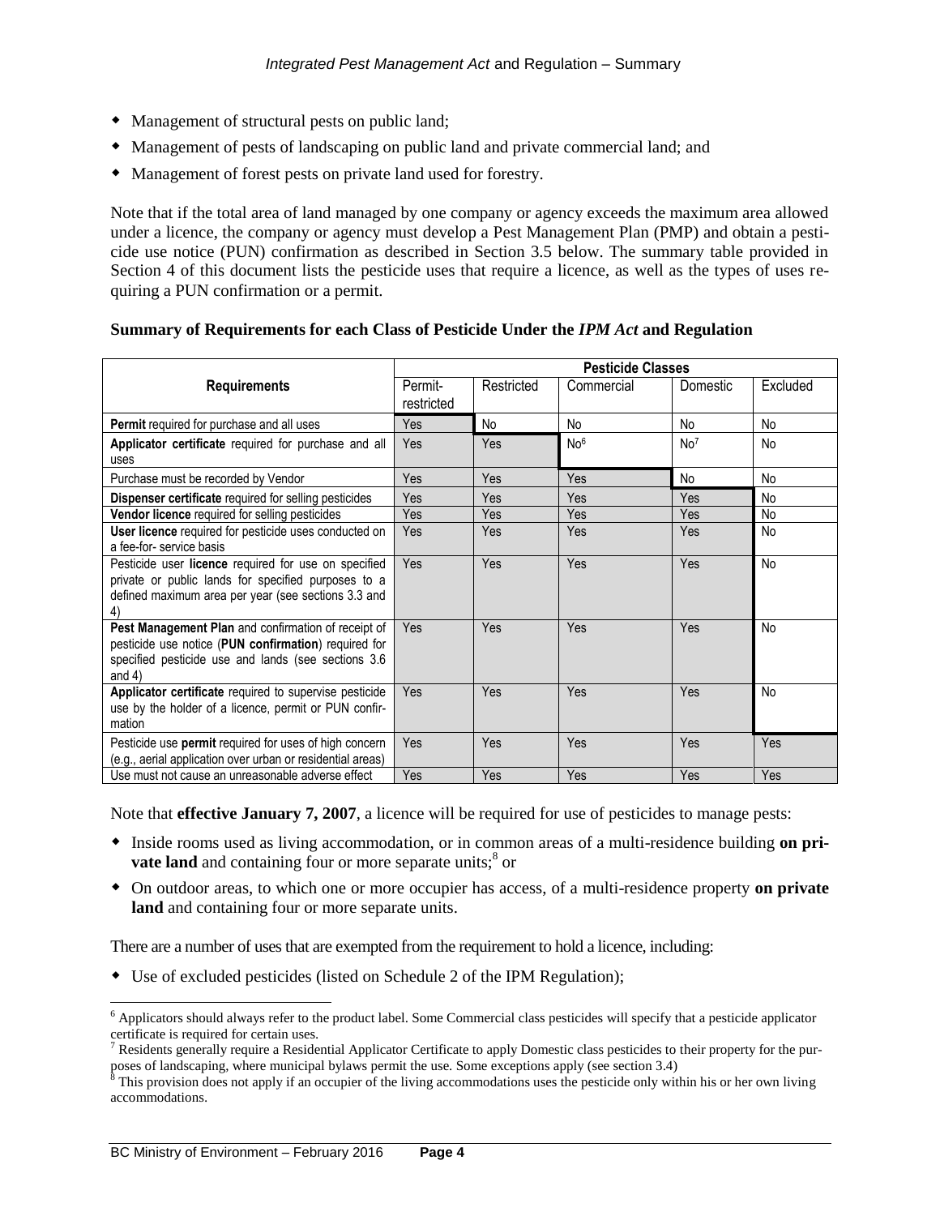- Management of structural pests on public land;
- Management of pests of landscaping on public land and private commercial land; and
- Management of forest pests on private land used for forestry.

Note that if the total area of land managed by one company or agency exceeds the maximum area allowed under a licence, the company or agency must develop a Pest Management Plan (PMP) and obtain a pesticide use notice (PUN) confirmation as described in Section 3.5 below. The summary table provided in Section 4 of this document lists the pesticide uses that require a licence, as well as the types of uses requiring a PUN confirmation or a permit.

**Summary of Requirements for each Class of Pesticide Under the *IPM Act* and Regulation**

| Requirements | Pesticide Classes | | | | |
|---|---|---|---|---|---|
| | Permit-restricted | Restricted | Commercial | Domestic | Excluded |
| **Permit** required for purchase and all uses | Yes | No | No | No | No |
| **Applicator certificate** required for purchase and all uses | Yes | Yes | No[6] | No[7] | No |
| Purchase must be recorded by Vendor | Yes | Yes | Yes | No | No |
| **Dispenser certificate** required for selling pesticides | Yes | Yes | Yes | Yes | No |
| **Vendor licence** required for selling pesticides | Yes | Yes | Yes | Yes | No |
| **User licence** required for pesticide uses conducted on a fee-for- service basis | Yes | Yes | Yes | Yes | No |
| Pesticide user **licence** required for use on specified private or public lands for specified purposes to a defined maximum area per year (see sections 3.3 and 4) | Yes | Yes | Yes | Yes | No |
| **Pest Management Plan** and confirmation of receipt of pesticide use notice (**PUN confirmation**) required for specified pesticide use and lands (see sections 3.6 and 4) | Yes | Yes | Yes | Yes | No |
| **Applicator certificate** required to supervise pesticide use by the holder of a licence, permit or PUN confirmation | Yes | Yes | Yes | Yes | No |
| Pesticide use **permit** required for uses of high concern (e.g., aerial application over urban or residential areas) | Yes | Yes | Yes | Yes | Yes |
| Use must not cause an unreasonable adverse effect | Yes | Yes | Yes | Yes | Yes |

Note that **effective January 7, 2007**, a licence will be required for use of pesticides to manage pests:

- Inside rooms used as living accommodation, or in common areas of a multi-residence building **on private land** and containing four or more separate units;[8] or
- On outdoor areas, to which one or more occupier has access, of a multi-residence property **on private land** and containing four or more separate units.

There are a number of uses that are exempted from the requirement to hold a licence, including:

- Use of excluded pesticides (listed on Schedule 2 of the IPM Regulation);

[6] Applicators should always refer to the product label. Some Commercial class pesticides will specify that a pesticide applicator certificate is required for certain uses.

[7] Residents generally require a Residential Applicator Certificate to apply Domestic class pesticides to their property for the purposes of landscaping, where municipal bylaws permit the use. Some exceptions apply (see section 3.4)

[8] This provision does not apply if an occupier of the living accommodations uses the pesticide only within his or her own living accommodations.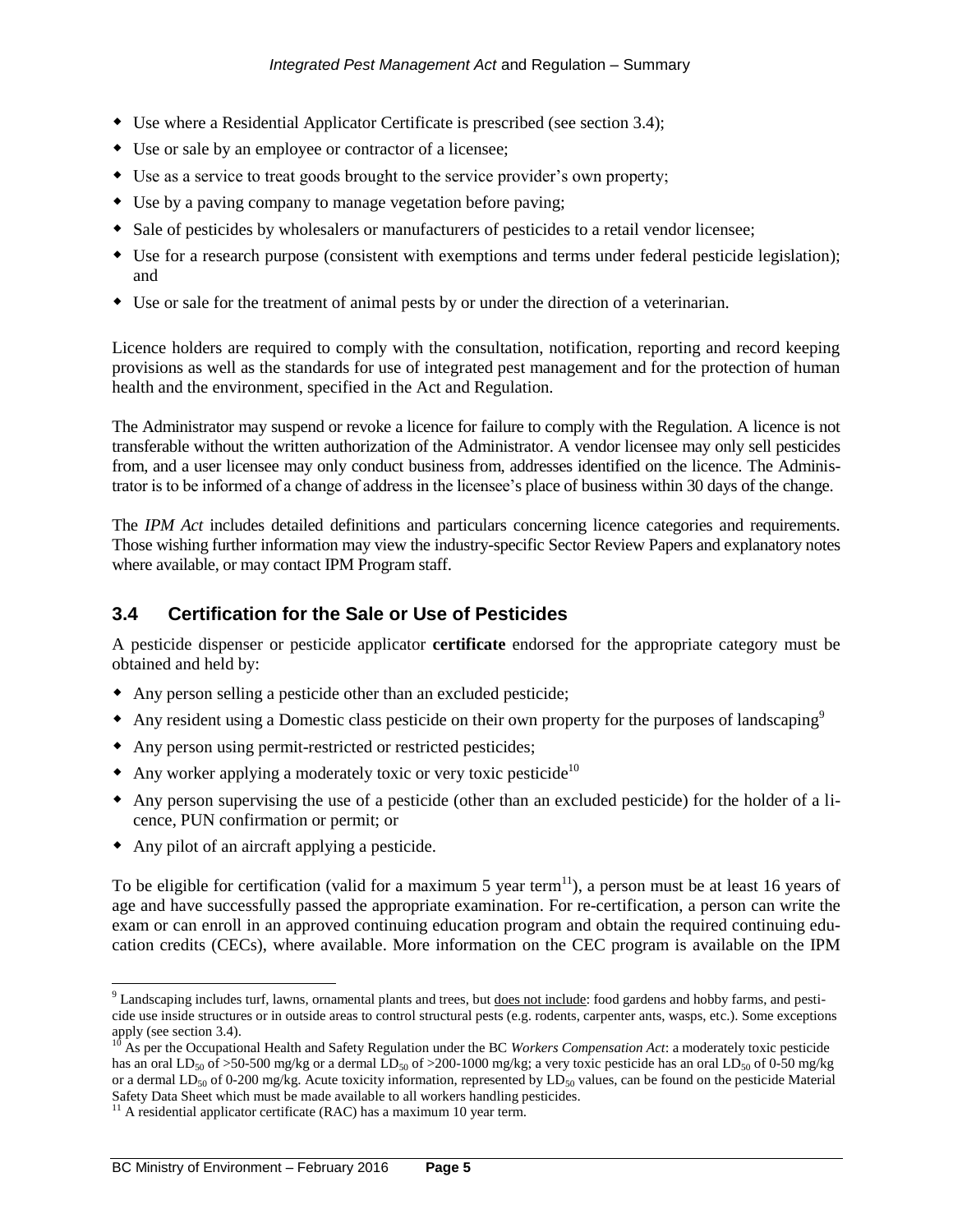- Use where a Residential Applicator Certificate is prescribed (see section 3.4);
- Use or sale by an employee or contractor of a licensee;
- Use as a service to treat goods brought to the service provider's own property;
- Use by a paving company to manage vegetation before paving;
- Sale of pesticides by wholesalers or manufacturers of pesticides to a retail vendor licensee;
- Use for a research purpose (consistent with exemptions and terms under federal pesticide legislation); and
- Use or sale for the treatment of animal pests by or under the direction of a veterinarian.

Licence holders are required to comply with the consultation, notification, reporting and record keeping provisions as well as the standards for use of integrated pest management and for the protection of human health and the environment, specified in the Act and Regulation.

The Administrator may suspend or revoke a licence for failure to comply with the Regulation. A licence is not transferable without the written authorization of the Administrator. A vendor licensee may only sell pesticides from, and a user licensee may only conduct business from, addresses identified on the licence. The Administrator is to be informed of a change of address in the licensee's place of business within 30 days of the change.

The *IPM Act* includes detailed definitions and particulars concerning licence categories and requirements. Those wishing further information may view the industry-specific Sector Review Papers and explanatory notes where available, or may contact IPM Program staff.

## 3.4 Certification for the Sale or Use of Pesticides

A pesticide dispenser or pesticide applicator **certificate** endorsed for the appropriate category must be obtained and held by:

- Any person selling a pesticide other than an excluded pesticide;
- Any resident using a Domestic class pesticide on their own property for the purposes of landscaping[9]
- Any person using permit-restricted or restricted pesticides;
- Any worker applying a moderately toxic or very toxic pesticide[10]
- Any person supervising the use of a pesticide (other than an excluded pesticide) for the holder of a licence, PUN confirmation or permit; or
- Any pilot of an aircraft applying a pesticide.

To be eligible for certification (valid for a maximum 5 year term[11]), a person must be at least 16 years of age and have successfully passed the appropriate examination. For re-certification, a person can write the exam or can enroll in an approved continuing education program and obtain the required continuing education credits (CECs), where available. More information on the CEC program is available on the IPM

---

[9] Landscaping includes turf, lawns, ornamental plants and trees, but does not include: food gardens and hobby farms, and pesticide use inside structures or in outside areas to control structural pests (e.g. rodents, carpenter ants, wasps, etc.). Some exceptions apply (see section 3.4).

[10] As per the Occupational Health and Safety Regulation under the BC *Workers Compensation Act*: a moderately toxic pesticide has an oral $LD_{50}$ of >50-500 mg/kg or a dermal $LD_{50}$ of >200-1000 mg/kg; a very toxic pesticide has an oral $LD_{50}$ of 0-50 mg/kg or a dermal $LD_{50}$ of 0-200 mg/kg. Acute toxicity information, represented by $LD_{50}$ values, can be found on the pesticide Material Safety Data Sheet which must be made available to all workers handling pesticides.

[11] A residential applicator certificate (RAC) has a maximum 10 year term.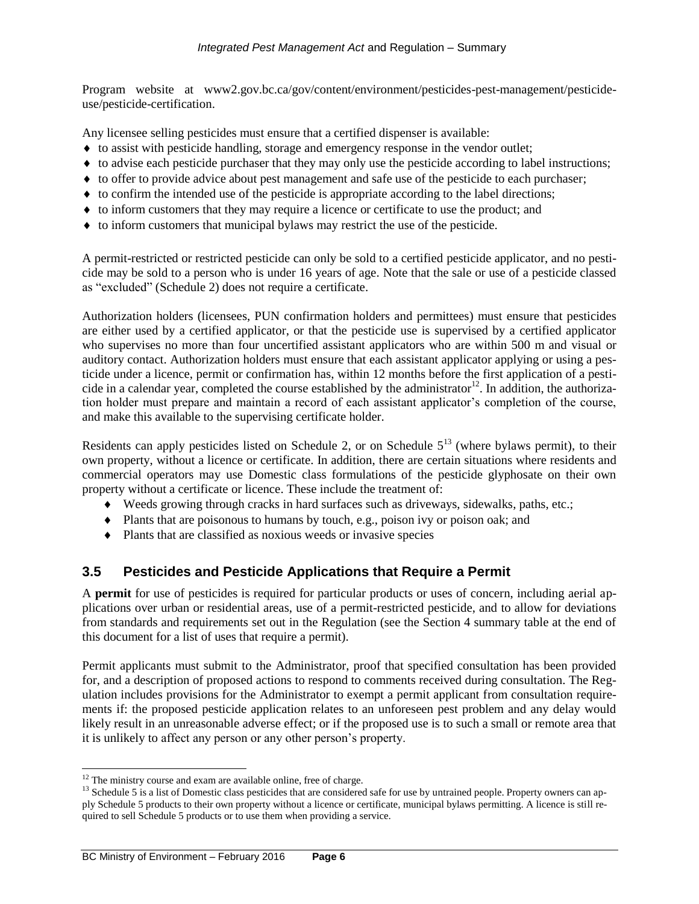Program website at www2.gov.bc.ca/gov/content/environment/pesticides-pest-management/pesticide-use/pesticide-certification.

Any licensee selling pesticides must ensure that a certified dispenser is available:

- to assist with pesticide handling, storage and emergency response in the vendor outlet;
- to advise each pesticide purchaser that they may only use the pesticide according to label instructions;
- to offer to provide advice about pest management and safe use of the pesticide to each purchaser;
- to confirm the intended use of the pesticide is appropriate according to the label directions;
- to inform customers that they may require a licence or certificate to use the product; and
- to inform customers that municipal bylaws may restrict the use of the pesticide.

A permit-restricted or restricted pesticide can only be sold to a certified pesticide applicator, and no pesticide may be sold to a person who is under 16 years of age. Note that the sale or use of a pesticide classed as "excluded" (Schedule 2) does not require a certificate.

Authorization holders (licensees, PUN confirmation holders and permittees) must ensure that pesticides are either used by a certified applicator, or that the pesticide use is supervised by a certified applicator who supervises no more than four uncertified assistant applicators who are within 500 m and visual or auditory contact. Authorization holders must ensure that each assistant applicator applying or using a pesticide under a licence, permit or confirmation has, within 12 months before the first application of a pesticide in a calendar year, completed the course established by the administrator[12]. In addition, the authorization holder must prepare and maintain a record of each assistant applicator's completion of the course, and make this available to the supervising certificate holder.

Residents can apply pesticides listed on Schedule 2, or on Schedule 5[13] (where bylaws permit), to their own property, without a licence or certificate. In addition, there are certain situations where residents and commercial operators may use Domestic class formulations of the pesticide glyphosate on their own property without a certificate or licence. These include the treatment of:

- Weeds growing through cracks in hard surfaces such as driveways, sidewalks, paths, etc.;
- Plants that are poisonous to humans by touch, e.g., poison ivy or poison oak; and
- Plants that are classified as noxious weeds or invasive species

## 3.5 Pesticides and Pesticide Applications that Require a Permit

A **permit** for use of pesticides is required for particular products or uses of concern, including aerial applications over urban or residential areas, use of a permit-restricted pesticide, and to allow for deviations from standards and requirements set out in the Regulation (see the Section 4 summary table at the end of this document for a list of uses that require a permit).

Permit applicants must submit to the Administrator, proof that specified consultation has been provided for, and a description of proposed actions to respond to comments received during consultation. The Regulation includes provisions for the Administrator to exempt a permit applicant from consultation requirements if: the proposed pesticide application relates to an unforeseen pest problem and any delay would likely result in an unreasonable adverse effect; or if the proposed use is to such a small or remote area that it is unlikely to affect any person or any other person's property.

[12] The ministry course and exam are available online, free of charge.

[13] Schedule 5 is a list of Domestic class pesticides that are considered safe for use by untrained people. Property owners can apply Schedule 5 products to their own property without a licence or certificate, municipal bylaws permitting. A licence is still required to sell Schedule 5 products or to use them when providing a service.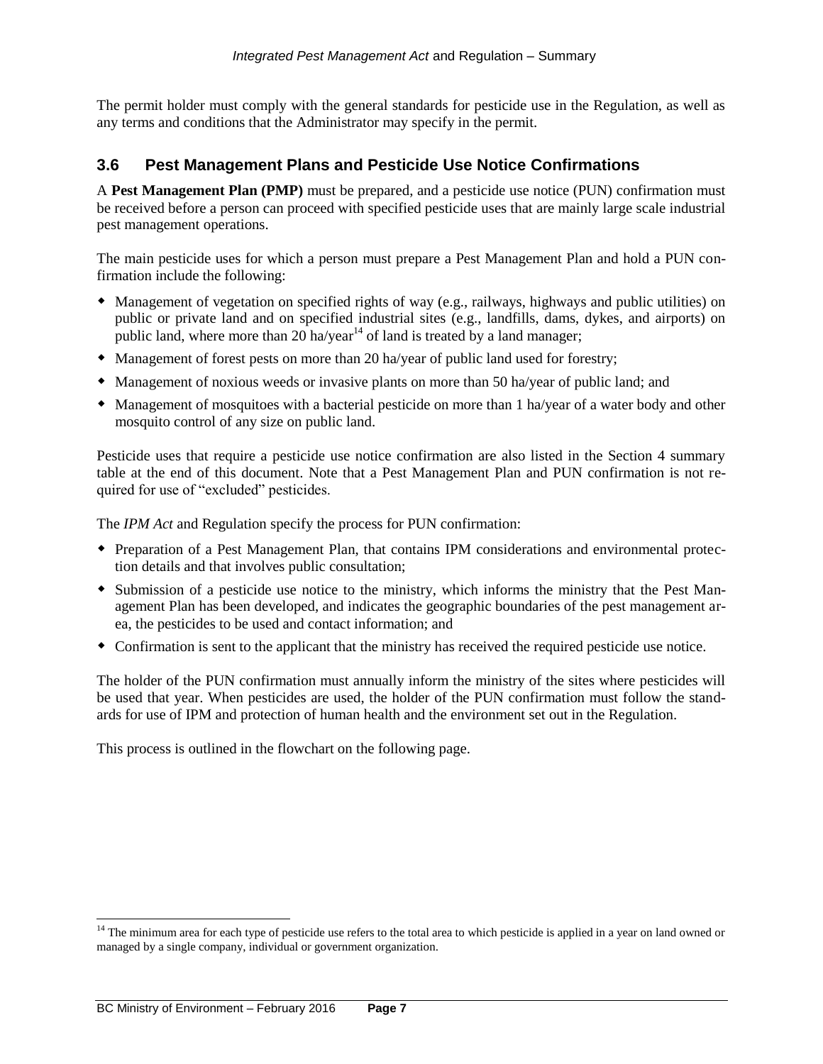The permit holder must comply with the general standards for pesticide use in the Regulation, as well as any terms and conditions that the Administrator may specify in the permit.

## 3.6 Pest Management Plans and Pesticide Use Notice Confirmations

A **Pest Management Plan (PMP)** must be prepared, and a pesticide use notice (PUN) confirmation must be received before a person can proceed with specified pesticide uses that are mainly large scale industrial pest management operations.

The main pesticide uses for which a person must prepare a Pest Management Plan and hold a PUN confirmation include the following:

- Management of vegetation on specified rights of way (e.g., railways, highways and public utilities) on public or private land and on specified industrial sites (e.g., landfills, dams, dykes, and airports) on public land, where more than 20 ha/year[14] of land is treated by a land manager;
- Management of forest pests on more than 20 ha/year of public land used for forestry;
- Management of noxious weeds or invasive plants on more than 50 ha/year of public land; and
- Management of mosquitoes with a bacterial pesticide on more than 1 ha/year of a water body and other mosquito control of any size on public land.

Pesticide uses that require a pesticide use notice confirmation are also listed in the Section 4 summary table at the end of this document. Note that a Pest Management Plan and PUN confirmation is not required for use of "excluded" pesticides.

The *IPM Act* and Regulation specify the process for PUN confirmation:

- Preparation of a Pest Management Plan, that contains IPM considerations and environmental protection details and that involves public consultation;
- Submission of a pesticide use notice to the ministry, which informs the ministry that the Pest Management Plan has been developed, and indicates the geographic boundaries of the pest management area, the pesticides to be used and contact information; and
- Confirmation is sent to the applicant that the ministry has received the required pesticide use notice.

The holder of the PUN confirmation must annually inform the ministry of the sites where pesticides will be used that year. When pesticides are used, the holder of the PUN confirmation must follow the standards for use of IPM and protection of human health and the environment set out in the Regulation.

This process is outlined in the flowchart on the following page.

[14] The minimum area for each type of pesticide use refers to the total area to which pesticide is applied in a year on land owned or managed by a single company, individual or government organization.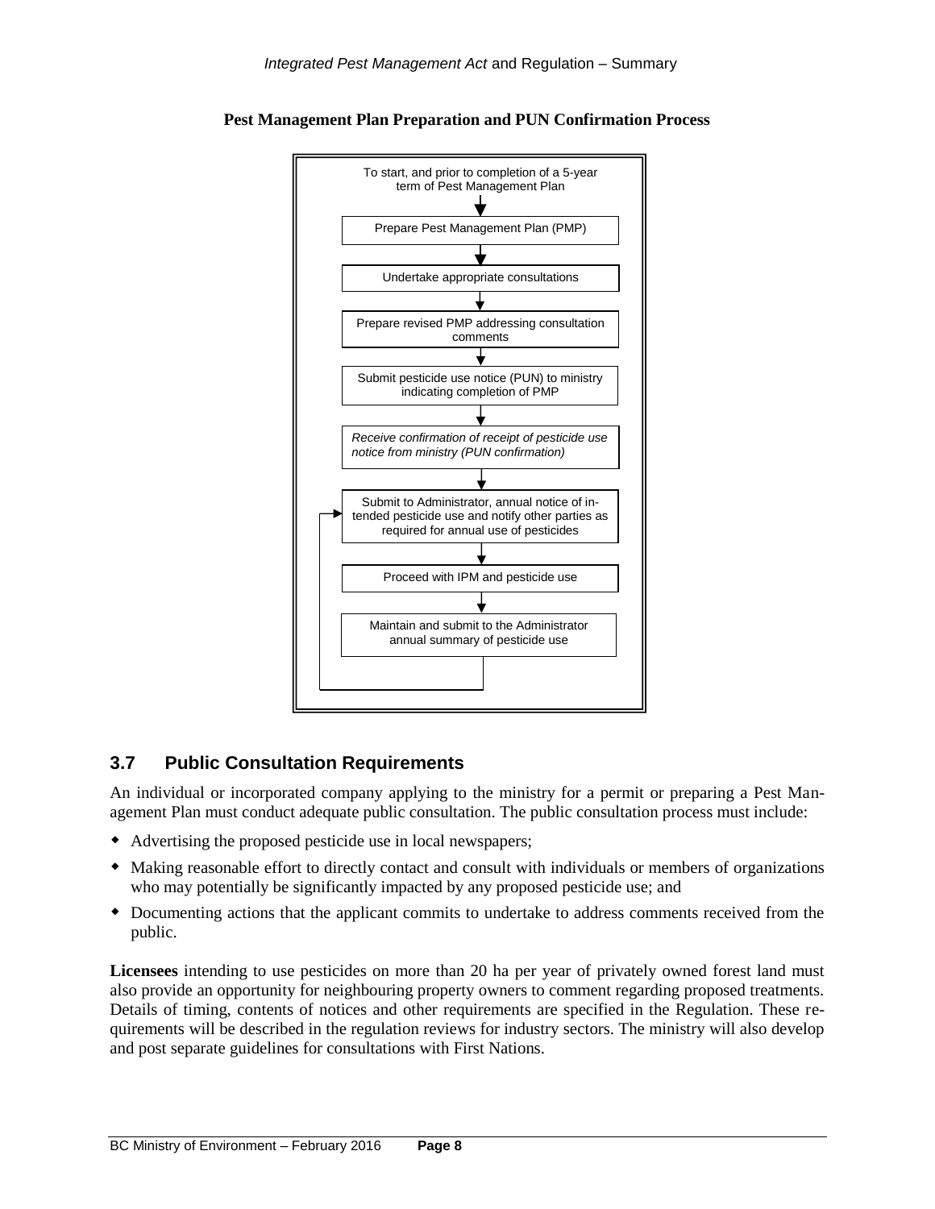**Pest Management Plan Preparation and PUN Confirmation Process**

To start, and prior to completion of a 5-year term of Pest Management Plan

Prepare Pest Management Plan (PMP)

Undertake appropriate consultations

Prepare revised PMP addressing consultation comments

Submit pesticide use notice (PUN) to ministry indicating completion of PMP

*Receive confirmation of receipt of pesticide use notice from ministry (PUN confirmation)*

Submit to Administrator, annual notice of intended pesticide use and notify other parties as required for annual use of pesticides

Proceed with IPM and pesticide use

Maintain and submit to the Administrator annual summary of pesticide use

## 3.7 Public Consultation Requirements

An individual or incorporated company applying to the ministry for a permit or preparing a Pest Management Plan must conduct adequate public consultation. The public consultation process must include:

- Advertising the proposed pesticide use in local newspapers;
- Making reasonable effort to directly contact and consult with individuals or members of organizations who may potentially be significantly impacted by any proposed pesticide use; and
- Documenting actions that the applicant commits to undertake to address comments received from the public.

**Licensees** intending to use pesticides on more than 20 ha per year of privately owned forest land must also provide an opportunity for neighbouring property owners to comment regarding proposed treatments. Details of timing, contents of notices and other requirements are specified in the Regulation. These requirements will be described in the regulation reviews for industry sectors. The ministry will also develop and post separate guidelines for consultations with First Nations.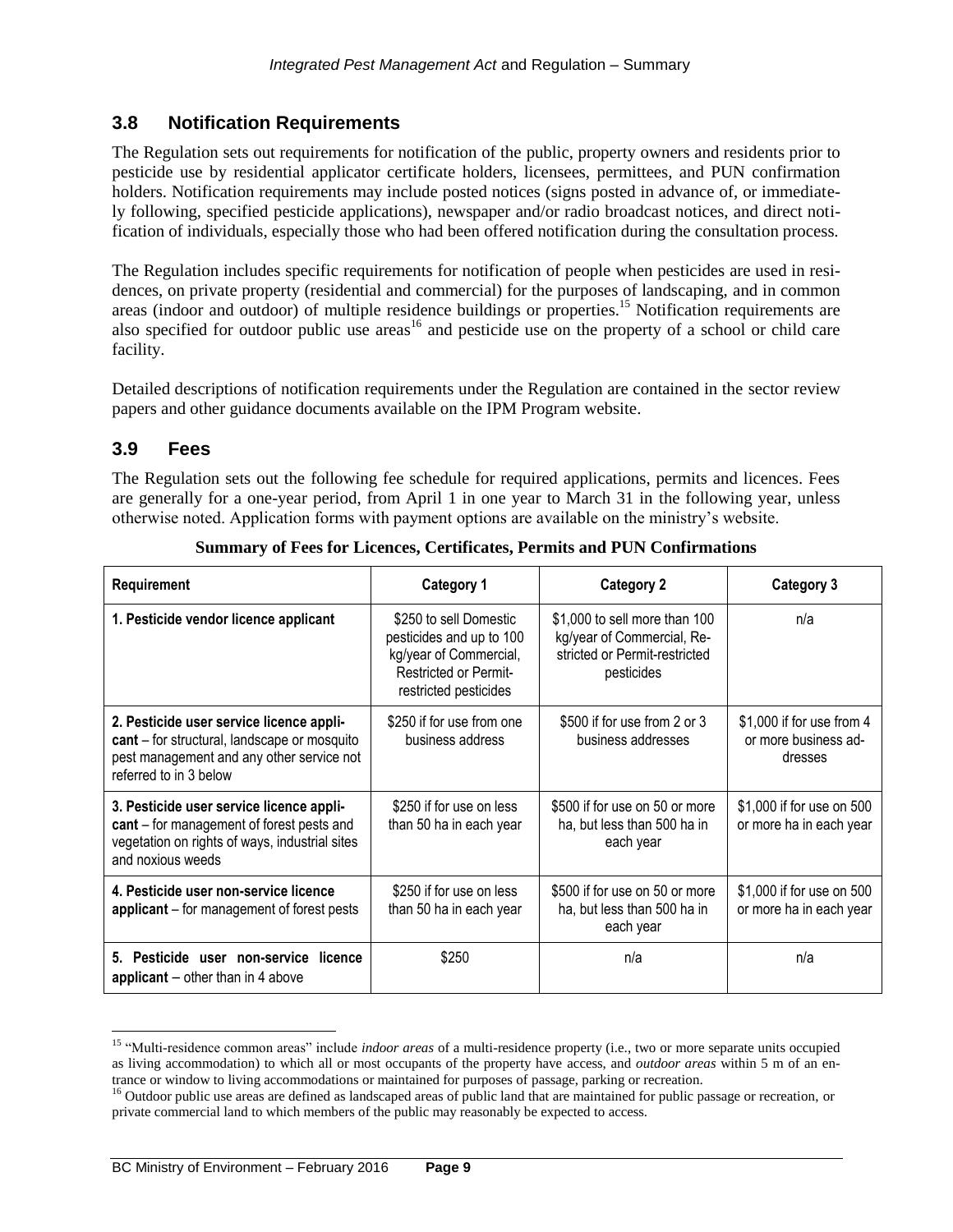## 3.8 Notification Requirements

The Regulation sets out requirements for notification of the public, property owners and residents prior to pesticide use by residential applicator certificate holders, licensees, permittees, and PUN confirmation holders. Notification requirements may include posted notices (signs posted in advance of, or immediately following, specified pesticide applications), newspaper and/or radio broadcast notices, and direct notification of individuals, especially those who had been offered notification during the consultation process.

The Regulation includes specific requirements for notification of people when pesticides are used in residences, on private property (residential and commercial) for the purposes of landscaping, and in common areas (indoor and outdoor) of multiple residence buildings or properties.[15] Notification requirements are also specified for outdoor public use areas[16] and pesticide use on the property of a school or child care facility.

Detailed descriptions of notification requirements under the Regulation are contained in the sector review papers and other guidance documents available on the IPM Program website.

## 3.9 Fees

The Regulation sets out the following fee schedule for required applications, permits and licences. Fees are generally for a one-year period, from April 1 in one year to March 31 in the following year, unless otherwise noted. Application forms with payment options are available on the ministry's website.

**Summary of Fees for Licences, Certificates, Permits and PUN Confirmations**

| Requirement | Category 1 | Category 2 | Category 3 |
|---|---|---|---|
| **1. Pesticide vendor licence applicant** | $250 to sell Domestic pesticides and up to 100 kg/year of Commercial, Restricted or Permit-restricted pesticides | $1,000 to sell more than 100 kg/year of Commercial, Restricted or Permit-restricted pesticides | n/a |
| **2. Pesticide user service licence applicant** – for structural, landscape or mosquito pest management and any other service not referred to in 3 below | $250 if for use from one business address | $500 if for use from 2 or 3 business addresses | $1,000 if for use from 4 or more business addresses |
| **3. Pesticide user service licence applicant** – for management of forest pests and vegetation on rights of ways, industrial sites and noxious weeds | $250 if for use on less than 50 ha in each year | $500 if for use on 50 or more ha, but less than 500 ha in each year | $1,000 if for use on 500 or more ha in each year |
| **4. Pesticide user non-service licence applicant** – for management of forest pests | $250 if for use on less than 50 ha in each year | $500 if for use on 50 or more ha, but less than 500 ha in each year | $1,000 if for use on 500 or more ha in each year |
| **5. Pesticide user non-service licence applicant** – other than in 4 above | $250 | n/a | n/a |

[15] "Multi-residence common areas" include *indoor areas* of a multi-residence property (i.e., two or more separate units occupied as living accommodation) to which all or most occupants of the property have access, and *outdoor areas* within 5 m of an entrance or window to living accommodations or maintained for purposes of passage, parking or recreation.

[16] Outdoor public use areas are defined as landscaped areas of public land that are maintained for public passage or recreation, or private commercial land to which members of the public may reasonably be expected to access.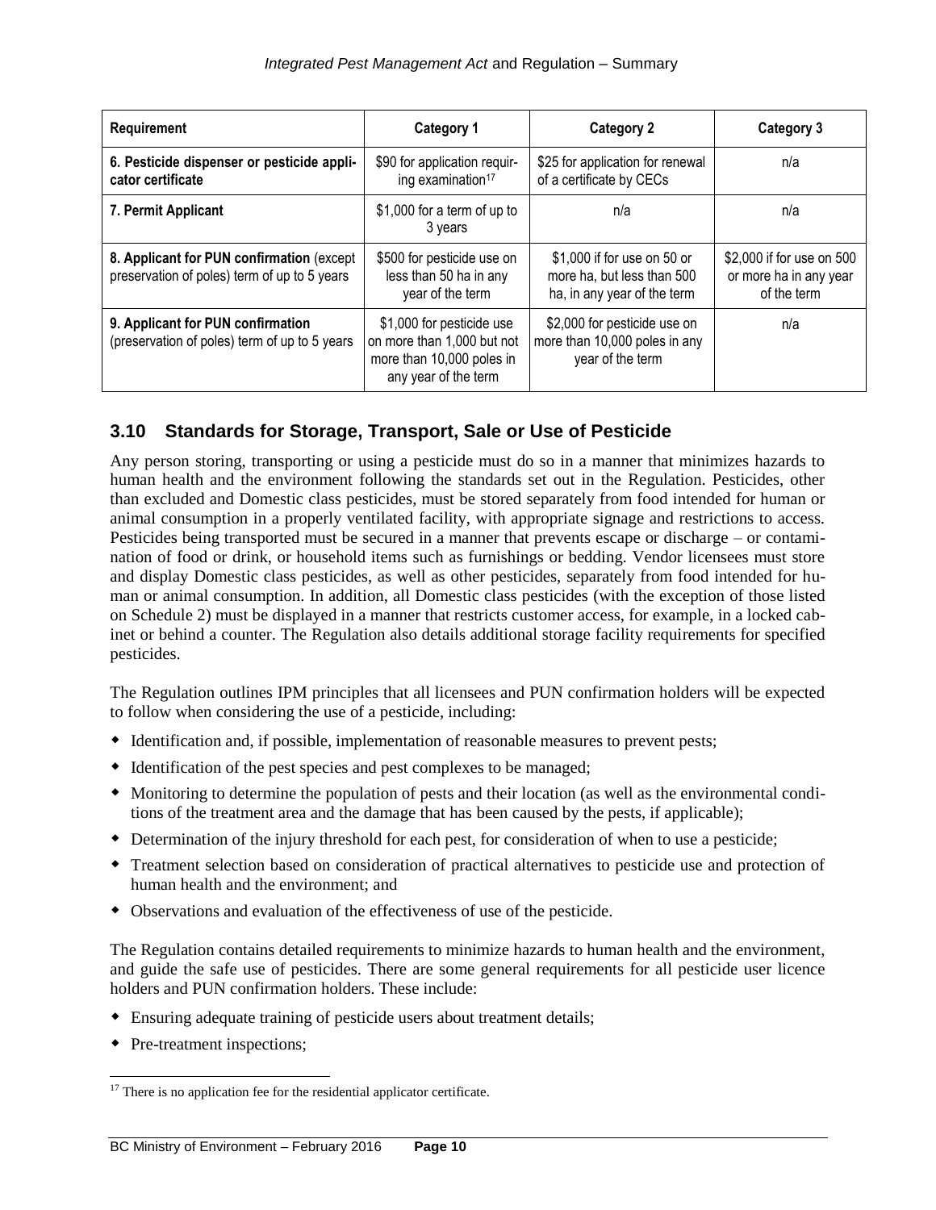| Requirement | Category 1 | Category 2 | Category 3 |
| --- | --- | --- | --- |
| **6. Pesticide dispenser or pesticide applicator certificate** | $90 for application requiring examination[17] | $25 for application for renewal of a certificate by CECs | n/a |
| **7. Permit Applicant** | $1,000 for a term of up to 3 years | n/a | n/a |
| **8. Applicant for PUN confirmation** (except preservation of poles) term of up to 5 years | $500 for pesticide use on less than 50 ha in any year of the term | $1,000 if for use on 50 or more ha, but less than 500 ha, in any year of the term | $2,000 if for use on 500 or more ha in any year of the term |
| **9. Applicant for PUN confirmation** (preservation of poles) term of up to 5 years | $1,000 for pesticide use on more than 1,000 but not more than 10,000 poles in any year of the term | $2,000 for pesticide use on more than 10,000 poles in any year of the term | n/a |

## 3.10 Standards for Storage, Transport, Sale or Use of Pesticide

Any person storing, transporting or using a pesticide must do so in a manner that minimizes hazards to human health and the environment following the standards set out in the Regulation. Pesticides, other than excluded and Domestic class pesticides, must be stored separately from food intended for human or animal consumption in a properly ventilated facility, with appropriate signage and restrictions to access. Pesticides being transported must be secured in a manner that prevents escape or discharge – or contamination of food or drink, or household items such as furnishings or bedding. Vendor licensees must store and display Domestic class pesticides, as well as other pesticides, separately from food intended for human or animal consumption. In addition, all Domestic class pesticides (with the exception of those listed on Schedule 2) must be displayed in a manner that restricts customer access, for example, in a locked cabinet or behind a counter. The Regulation also details additional storage facility requirements for specified pesticides.

The Regulation outlines IPM principles that all licensees and PUN confirmation holders will be expected to follow when considering the use of a pesticide, including:

- Identification and, if possible, implementation of reasonable measures to prevent pests;
- Identification of the pest species and pest complexes to be managed;
- Monitoring to determine the population of pests and their location (as well as the environmental conditions of the treatment area and the damage that has been caused by the pests, if applicable);
- Determination of the injury threshold for each pest, for consideration of when to use a pesticide;
- Treatment selection based on consideration of practical alternatives to pesticide use and protection of human health and the environment; and
- Observations and evaluation of the effectiveness of use of the pesticide.

The Regulation contains detailed requirements to minimize hazards to human health and the environment, and guide the safe use of pesticides. There are some general requirements for all pesticide user licence holders and PUN confirmation holders. These include:

- Ensuring adequate training of pesticide users about treatment details;
- Pre-treatment inspections;

[17] There is no application fee for the residential applicator certificate.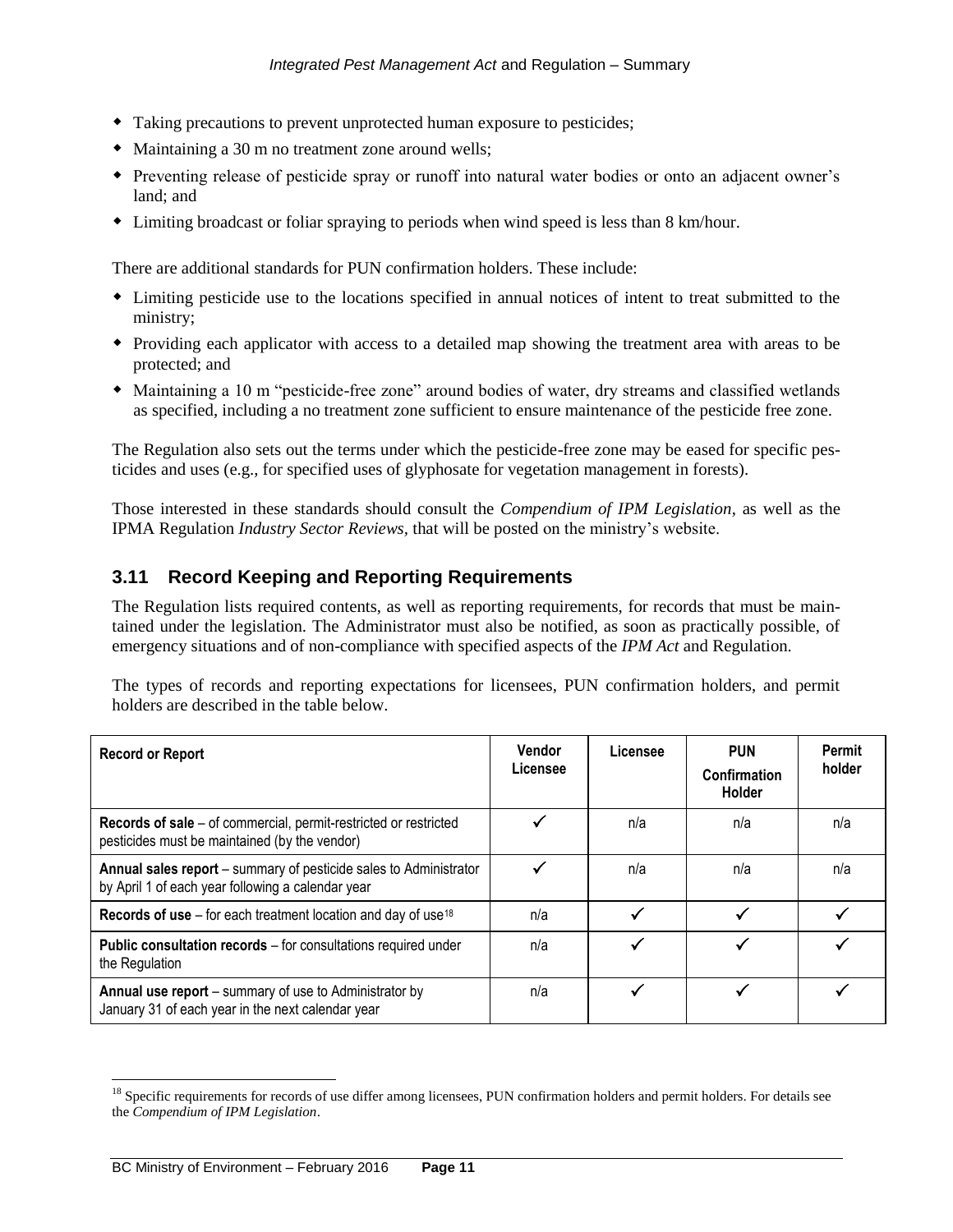- Taking precautions to prevent unprotected human exposure to pesticides;
- Maintaining a 30 m no treatment zone around wells;
- Preventing release of pesticide spray or runoff into natural water bodies or onto an adjacent owner's land; and
- Limiting broadcast or foliar spraying to periods when wind speed is less than 8 km/hour.

There are additional standards for PUN confirmation holders. These include:

- Limiting pesticide use to the locations specified in annual notices of intent to treat submitted to the ministry;
- Providing each applicator with access to a detailed map showing the treatment area with areas to be protected; and
- Maintaining a 10 m "pesticide-free zone" around bodies of water, dry streams and classified wetlands as specified, including a no treatment zone sufficient to ensure maintenance of the pesticide free zone.

The Regulation also sets out the terms under which the pesticide-free zone may be eased for specific pesticides and uses (e.g., for specified uses of glyphosate for vegetation management in forests).

Those interested in these standards should consult the *Compendium of IPM Legislation*, as well as the IPMA Regulation *Industry Sector Reviews,* that will be posted on the ministry's website.

## 3.11 Record Keeping and Reporting Requirements

The Regulation lists required contents, as well as reporting requirements, for records that must be maintained under the legislation. The Administrator must also be notified, as soon as practically possible, of emergency situations and of non-compliance with specified aspects of the *IPM Act* and Regulation.

The types of records and reporting expectations for licensees, PUN confirmation holders, and permit holders are described in the table below.

| Record or Report | Vendor Licensee | Licensee | PUN Confirmation Holder | Permit holder |
|---|---|---|---|---|
| **Records of sale** – of commercial, permit-restricted or restricted pesticides must be maintained (by the vendor) | ✓ | n/a | n/a | n/a |
| **Annual sales report** – summary of pesticide sales to Administrator by April 1 of each year following a calendar year | ✓ | n/a | n/a | n/a |
| **Records of use** – for each treatment location and day of use[18] | n/a | ✓ | ✓ | ✓ |
| **Public consultation records** – for consultations required under the Regulation | n/a | ✓ | ✓ | ✓ |
| **Annual use report** – summary of use to Administrator by January 31 of each year in the next calendar year | n/a | ✓ | ✓ | ✓ |

[18] Specific requirements for records of use differ among licensees, PUN confirmation holders and permit holders. For details see the *Compendium of IPM Legislation*.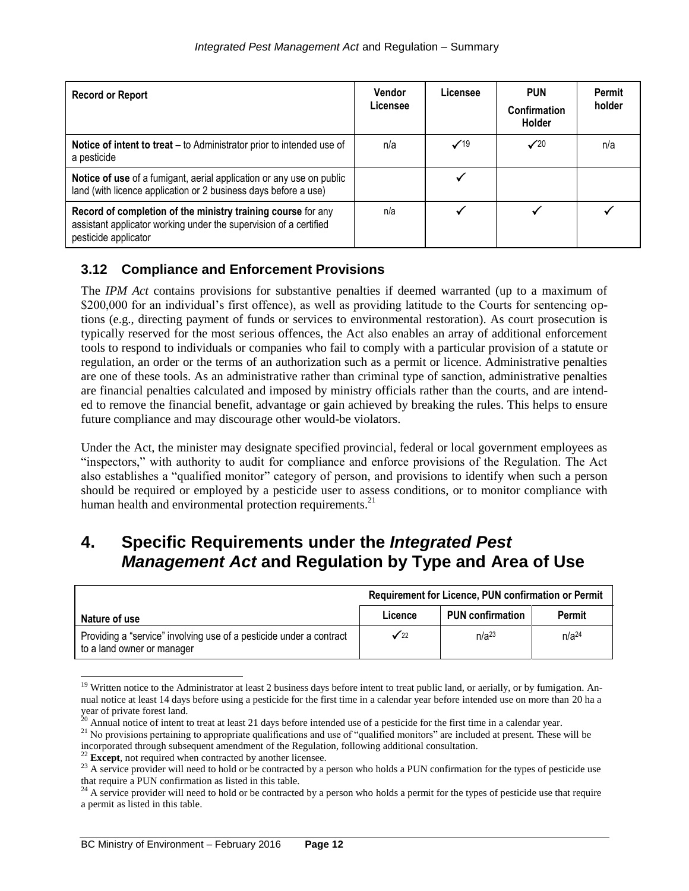| Record or Report | Vendor Licensee | Licensee | PUN Confirmation Holder | Permit holder |
|---|---|---|---|---|
| **Notice of intent to treat –** to Administrator prior to intended use of a pesticide | n/a | ✓[19] | ✓[20] | n/a |
| **Notice of use** of a fumigant, aerial application or any use on public land (with licence application or 2 business days before a use) | | ✓ | | |
| **Record of completion of the ministry training course** for any assistant applicator working under the supervision of a certified pesticide applicator | n/a | ✓ | ✓ | ✓ |

### 3.12 Compliance and Enforcement Provisions

The *IPM Act* contains provisions for substantive penalties if deemed warranted (up to a maximum of $200,000 for an individual's first offence), as well as providing latitude to the Courts for sentencing options (e.g., directing payment of funds or services to environmental restoration). As court prosecution is typically reserved for the most serious offences, the Act also enables an array of additional enforcement tools to respond to individuals or companies who fail to comply with a particular provision of a statute or regulation, an order or the terms of an authorization such as a permit or licence. Administrative penalties are one of these tools. As an administrative rather than criminal type of sanction, administrative penalties are financial penalties calculated and imposed by ministry officials rather than the courts, and are intended to remove the financial benefit, advantage or gain achieved by breaking the rules. This helps to ensure future compliance and may discourage other would-be violators.

Under the Act, the minister may designate specified provincial, federal or local government employees as "inspectors," with authority to audit for compliance and enforce provisions of the Regulation. The Act also establishes a "qualified monitor" category of person, and provisions to identify when such a person should be required or employed by a pesticide user to assess conditions, or to monitor compliance with human health and environmental protection requirements.[21]

## 4. Specific Requirements under the *Integrated Pest Management Act* and Regulation by Type and Area of Use

| | Requirement for Licence, PUN confirmation or Permit | | |
|---|---|---|---|
| Nature of use | Licence | PUN confirmation | Permit |
| Providing a "service" involving use of a pesticide under a contract to a land owner or manager | ✓[22] | n/a[23] | n/a[24] |

[19] Written notice to the Administrator at least 2 business days before intent to treat public land, or aerially, or by fumigation. Annual notice at least 14 days before using a pesticide for the first time in a calendar year before intended use on more than 20 ha a year of private forest land.

[20] Annual notice of intent to treat at least 21 days before intended use of a pesticide for the first time in a calendar year.

[21] No provisions pertaining to appropriate qualifications and use of "qualified monitors" are included at present. These will be incorporated through subsequent amendment of the Regulation, following additional consultation.

[22] **Except**, not required when contracted by another licensee.

[23] A service provider will need to hold or be contracted by a person who holds a PUN confirmation for the types of pesticide use that require a PUN confirmation as listed in this table.

[24] A service provider will need to hold or be contracted by a person who holds a permit for the types of pesticide use that require a permit as listed in this table.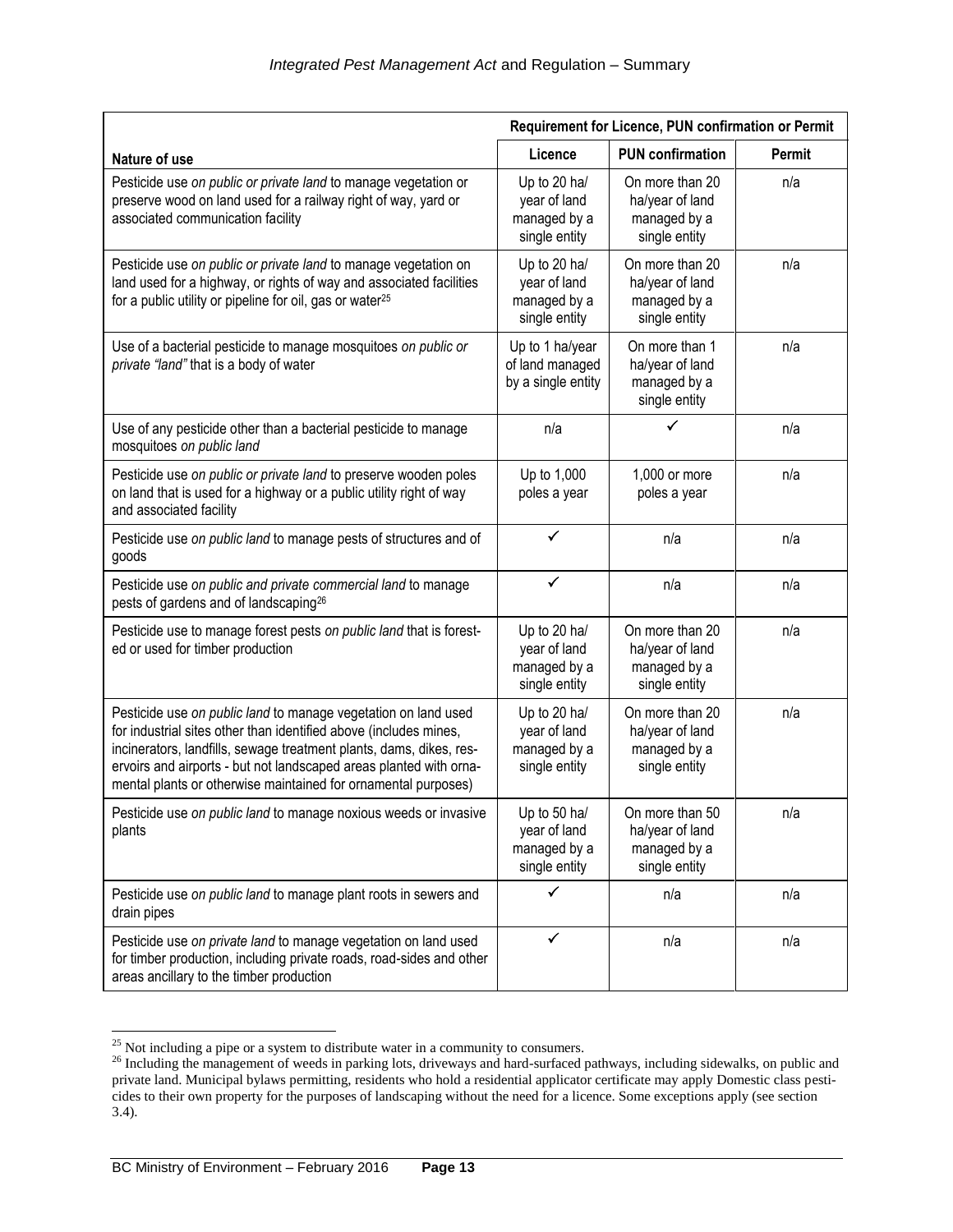| Nature of use | Requirement for Licence, PUN confirmation or Permit | | |
|---|---|---|---|
| | Licence | PUN confirmation | Permit |
| Pesticide use *on public or private land* to manage vegetation or preserve wood on land used for a railway right of way, yard or associated communication facility | Up to 20 ha/ year of land managed by a single entity | On more than 20 ha/year of land managed by a single entity | n/a |
| Pesticide use *on public or private land* to manage vegetation on land used for a highway, or rights of way and associated facilities for a public utility or pipeline for oil, gas or water[25] | Up to 20 ha/ year of land managed by a single entity | On more than 20 ha/year of land managed by a single entity | n/a |
| Use of a bacterial pesticide to manage mosquitoes *on public or private "land"* that is a body of water | Up to 1 ha/year of land managed by a single entity | On more than 1 ha/year of land managed by a single entity | n/a |
| Use of any pesticide other than a bacterial pesticide to manage mosquitoes *on public land* | n/a | ✓ | n/a |
| Pesticide use *on public or private land* to preserve wooden poles on land that is used for a highway or a public utility right of way and associated facility | Up to 1,000 poles a year | 1,000 or more poles a year | n/a |
| Pesticide use *on public land* to manage pests of structures and of goods | ✓ | n/a | n/a |
| Pesticide use *on public and private commercial land* to manage pests of gardens and of landscaping[26] | ✓ | n/a | n/a |
| Pesticide use to manage forest pests *on public land* that is forested or used for timber production | Up to 20 ha/ year of land managed by a single entity | On more than 20 ha/year of land managed by a single entity | n/a |
| Pesticide use *on public land* to manage vegetation on land used for industrial sites other than identified above (includes mines, incinerators, landfills, sewage treatment plants, dams, dikes, reservoirs and airports - but not landscaped areas planted with ornamental plants or otherwise maintained for ornamental purposes) | Up to 20 ha/ year of land managed by a single entity | On more than 20 ha/year of land managed by a single entity | n/a |
| Pesticide use *on public land* to manage noxious weeds or invasive plants | Up to 50 ha/ year of land managed by a single entity | On more than 50 ha/year of land managed by a single entity | n/a |
| Pesticide use *on public land* to manage plant roots in sewers and drain pipes | ✓ | n/a | n/a |
| Pesticide use *on private land* to manage vegetation on land used for timber production, including private roads, road-sides and other areas ancillary to the timber production | ✓ | n/a | n/a |

[25] Not including a pipe or a system to distribute water in a community to consumers.

[26] Including the management of weeds in parking lots, driveways and hard-surfaced pathways, including sidewalks, on public and private land. Municipal bylaws permitting, residents who hold a residential applicator certificate may apply Domestic class pesticides to their own property for the purposes of landscaping without the need for a licence. Some exceptions apply (see section 3.4).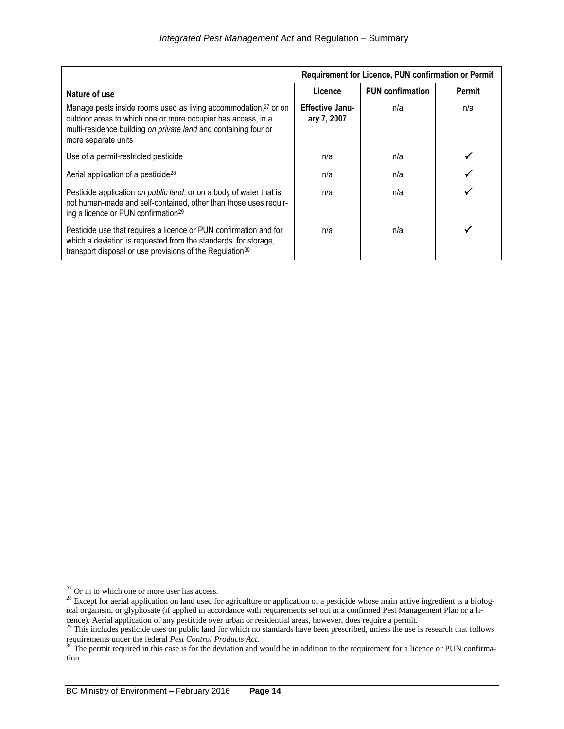| Nature of use | Requirement for Licence, PUN confirmation or Permit | | |
|---|---|---|---|
| | Licence | PUN confirmation | Permit |
| Manage pests inside rooms used as living accommodation,[27] or on outdoor areas to which one or more occupier has access, in a multi-residence building *on private land* and containing four or more separate units | **Effective January 7, 2007** | n/a | n/a |
| Use of a permit-restricted pesticide | n/a | n/a | ✓ |
| Aerial application of a pesticide[28] | n/a | n/a | ✓ |
| Pesticide application *on public land*, or on a body of water that is not human-made and self-contained, other than those uses requiring a licence or PUN confirmation[29] | n/a | n/a | ✓ |
| Pesticide use that requires a licence or PUN confirmation and for which a deviation is requested from the standards for storage, transport disposal or use provisions of the Regulation[30] | n/a | n/a | ✓ |

[27] Or in to which one or more user has access.

[28] Except for aerial application on land used for agriculture or application of a pesticide whose main active ingredient is a biological organism, or glyphosate (if applied in accordance with requirements set out in a confirmed Pest Management Plan or a licence). Aerial application of any pesticide over urban or residential areas, however, does require a permit.

[29] This includes pesticide uses on public land for which no standards have been prescribed, unless the use is research that follows requirements under the federal *Pest Control Products Act*.

[30] The permit required in this case is for the deviation and would be in addition to the requirement for a licence or PUN confirmation.